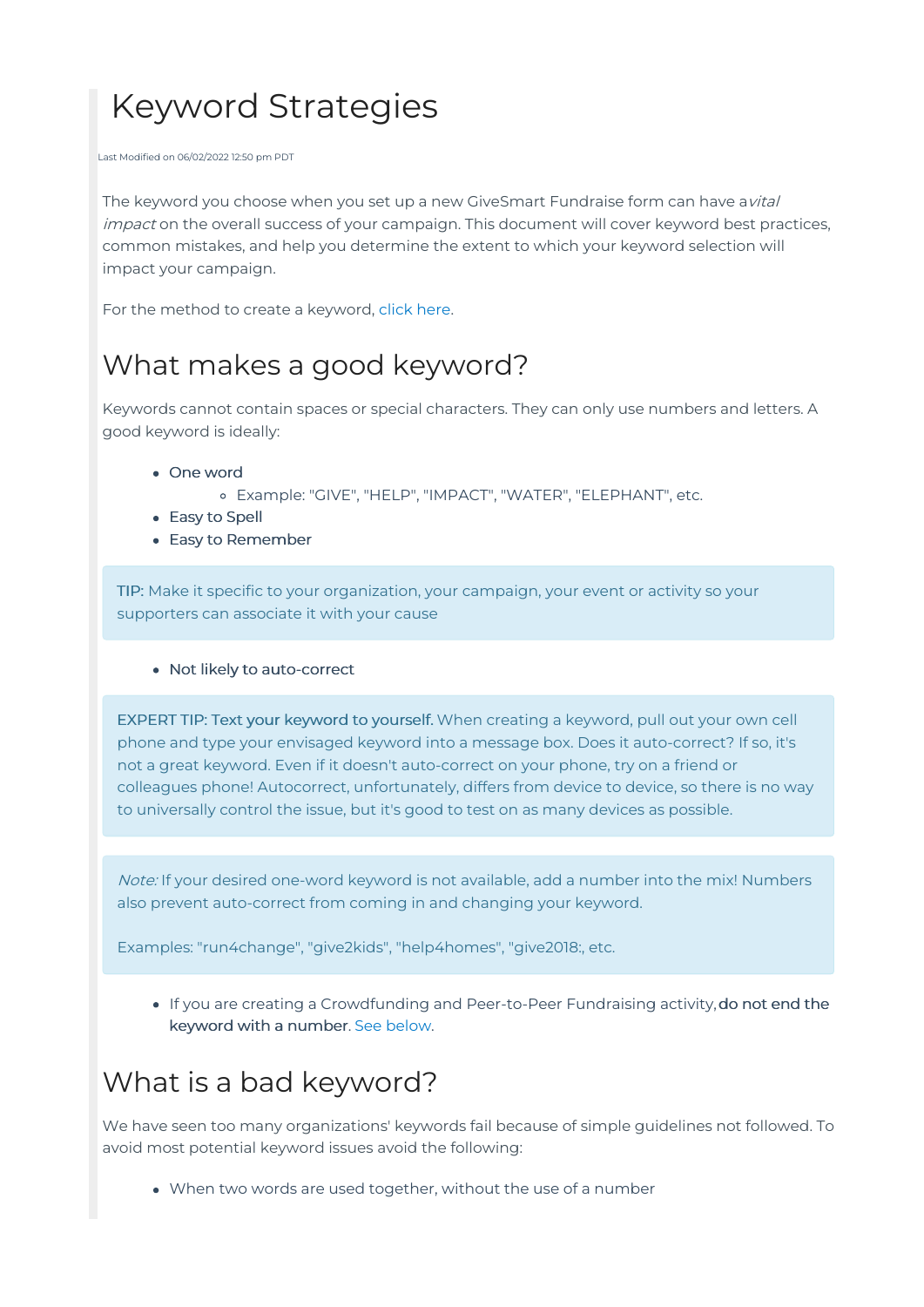# Keyword Strategies

Last Modified on 06/02/2022 12:50 pm PDT

The keyword you choose when you set up a new GiveSmart Fundraise form can have a *vital impact* on the overall success of your campaign. This document will cover keyword best practices, common mistakes, and help you determine the extent to which your keyword selection will impact your campaign.

For the method to create a keyword, click here.

## What makes a good keyword?

Keywords cannot contain spaces or special characters. They can only use numbers and letters. A good keyword is ideally:

- One word
  - Example: "GIVE", "HELP", "IMPACT", "WATER", "ELEPHANT", etc.
- Easy to Spell
- Easy to Remember

> TIP: Make it specific to your organization, your campaign, your event or activity so your supporters can associate it with your cause

- Not likely to auto-correct

> EXPERT TIP: Text your keyword to yourself. When creating a keyword, pull out your own cell phone and type your envisaged keyword into a message box. Does it auto-correct? If so, it's not a great keyword. Even if it doesn't auto-correct on your phone, try on a friend or colleagues phone! Autocorrect, unfortunately, differs from device to device, so there is no way to universally control the issue, but it's good to test on as many devices as possible.

> *Note:* If your desired one-word keyword is not available, add a number into the mix! Numbers also prevent auto-correct from coming in and changing your keyword.
>
> Examples: "run4change", "give2kids", "help4homes", "give2018:, etc.

- If you are creating a Crowdfunding and Peer-to-Peer Fundraising activity, **do not end the keyword with a number**. See below.

## What is a bad keyword?

We have seen too many organizations' keywords fail because of simple guidelines not followed. To avoid most potential keyword issues avoid the following:

- When two words are used together, without the use of a number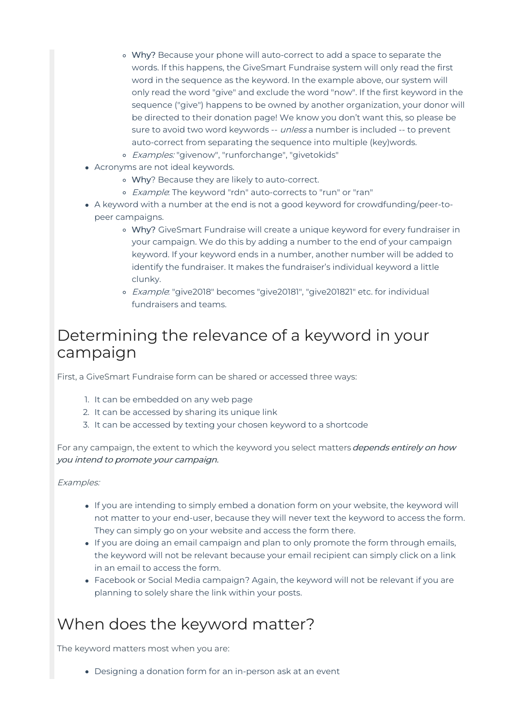- **Why?** Because your phone will auto-correct to add a space to separate the words. If this happens, the GiveSmart Fundraise system will only read the first word in the sequence as the keyword. In the example above, our system will only read the word "give" and exclude the word "now". If the first keyword in the sequence ("give") happens to be owned by another organization, your donor will be directed to their donation page! We know you don't want this, so please be sure to avoid two word keywords -- *unless* a number is included -- to prevent auto-correct from separating the sequence into multiple (key)words.
    - *Examples:* "givenow", "runforchange", "givetokids"
- Acronyms are not ideal keywords.
    - **Why**? Because they are likely to auto-correct.
    - *Example*: The keyword "rdn" auto-corrects to "run" or "ran"
- A keyword with a number at the end is not a good keyword for crowdfunding/peer-to-peer campaigns.
    - **Why?** GiveSmart Fundraise will create a unique keyword for every fundraiser in your campaign. We do this by adding a number to the end of your campaign keyword. If your keyword ends in a number, another number will be added to identify the fundraiser. It makes the fundraiser's individual keyword a little clunky.
    - *Example*: "give2018" becomes "give20181", "give201821" etc. for individual fundraisers and teams.

# Determining the relevance of a keyword in your campaign

First, a GiveSmart Fundraise form can be shared or accessed three ways:

1. It can be embedded on any web page
2. It can be accessed by sharing its unique link
3. It can be accessed by texting your chosen keyword to a shortcode

For any campaign, the extent to which the keyword you select matters *depends entirely on how you intend to promote your campaign.*

*Examples:*

- If you are intending to simply embed a donation form on your website, the keyword will not matter to your end-user, because they will never text the keyword to access the form. They can simply go on your website and access the form there.
- If you are doing an email campaign and plan to only promote the form through emails, the keyword will not be relevant because your email recipient can simply click on a link in an email to access the form.
- Facebook or Social Media campaign? Again, the keyword will not be relevant if you are planning to solely share the link within your posts.

# When does the keyword matter?

The keyword matters most when you are:

- Designing a donation form for an in-person ask at an event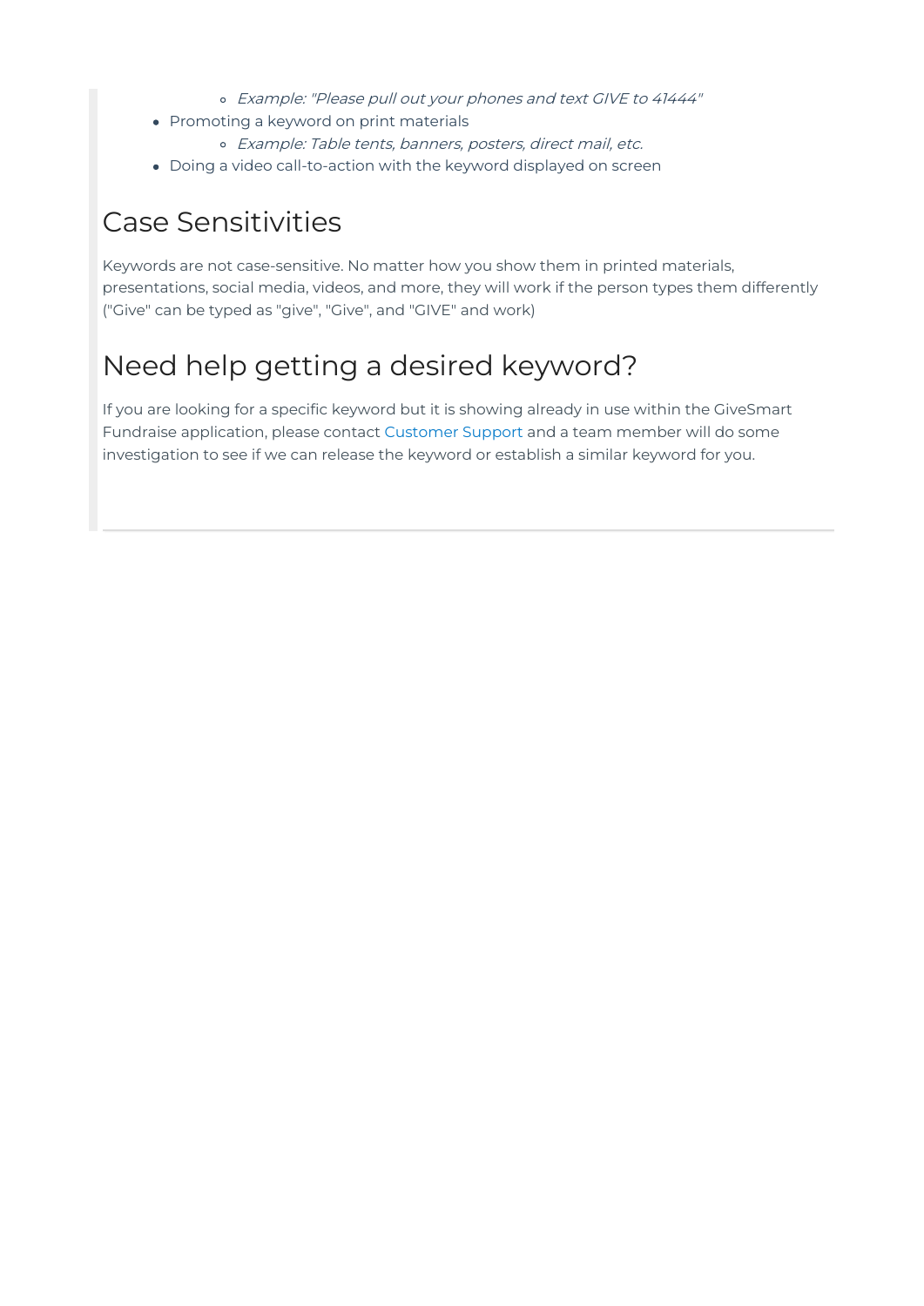- *Example: "Please pull out your phones and text GIVE to 41444"*
- Promoting a keyword on print materials
    - *Example: Table tents, banners, posters, direct mail, etc.*
- Doing a video call-to-action with the keyword displayed on screen

## Case Sensitivities

Keywords are not case-sensitive. No matter how you show them in printed materials, presentations, social media, videos, and more, they will work if the person types them differently ("Give" can be typed as "give", "Give", and "GIVE" and work)

## Need help getting a desired keyword?

If you are looking for a specific keyword but it is showing already in use within the GiveSmart Fundraise application, please contact Customer Support and a team member will do some investigation to see if we can release the keyword or establish a similar keyword for you.